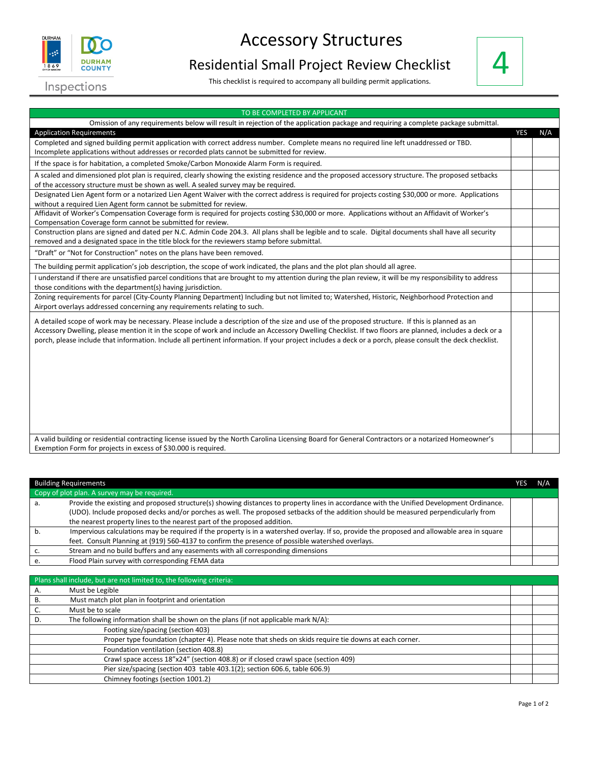# Accessory Structures

## Residential Small Project Review Checklist

This checklist is required to accompany all building permit applications.

**4**

Inspections

**TO BE COMPLETED BY APPLICANT**

Omission of any requirements below will result in rejection of the application package and requiring a complete package submittal.

| Application Requirements | YES | N/A |
|---|---|---|
| Completed and signed building permit application with correct address number. Complete means no required line left unaddressed or TBD. Incomplete applications without addresses or recorded plats cannot be submitted for review. | | |
| If the space is for habitation, a completed Smoke/Carbon Monoxide Alarm Form is required. | | |
| A scaled and dimensioned plot plan is required, clearly showing the existing residence and the proposed accessory structure. The proposed setbacks of the accessory structure must be shown as well. A sealed survey may be required. | | |
| Designated Lien Agent form or a notarized Lien Agent Waiver with the correct address is required for projects costing $30,000 or more. Applications without a required Lien Agent form cannot be submitted for review. | | |
| Affidavit of Worker's Compensation Coverage form is required for projects costing $30,000 or more. Applications without an Affidavit of Worker's Compensation Coverage form cannot be submitted for review. | | |
| Construction plans are signed and dated per N.C. Admin Code 204.3. All plans shall be legible and to scale. Digital documents shall have all security removed and a designated space in the title block for the reviewers stamp before submittal. | | |
| "Draft" or "Not for Construction" notes on the plans have been removed. | | |
| The building permit application's job description, the scope of work indicated, the plans and the plot plan should all agree. | | |
| I understand if there are unsatisfied parcel conditions that are brought to my attention during the plan review, it will be my responsibility to address those conditions with the department(s) having jurisdiction. | | |
| Zoning requirements for parcel (City-County Planning Department) Including but not limited to; Watershed, Historic, Neighborhood Protection and Airport overlays addressed concerning any requirements relating to such. | | |
| A detailed scope of work may be necessary. Please include a description of the size and use of the proposed structure. If this is planned as an Accessory Dwelling, please mention it in the scope of work and include an Accessory Dwelling Checklist. If two floors are planned, includes a deck or a porch, please include that information. Include all pertinent information. If your project includes a deck or a porch, please consult the deck checklist. | | |
| A valid building or residential contracting license issued by the North Carolina Licensing Board for General Contractors or a notarized Homeowner's Exemption Form for projects in excess of $30.000 is required. | | |

| Building Requirements | | YES | N/A |
|---|---|---|---|
| **Copy of plot plan. A survey may be required.** | | | |
| a. | Provide the existing and proposed structure(s) showing distances to property lines in accordance with the Unified Development Ordinance. (UDO). Include proposed decks and/or porches as well. The proposed setbacks of the addition should be measured perpendicularly from the nearest property lines to the nearest part of the proposed addition. | | |
| b. | Impervious calculations may be required if the property is in a watershed overlay. If so, provide the proposed and allowable area in square feet. Consult Planning at (919) 560-4137 to confirm the presence of possible watershed overlays. | | |
| c. | Stream and no build buffers and any easements with all corresponding dimensions | | |
| e. | Flood Plain survey with corresponding FEMA data | | |

| Plans shall include, but are not limited to, the following criteria: | | | |
|---|---|---|---|
| A. | Must be Legible | | |
| B. | Must match plot plan in footprint and orientation | | |
| C. | Must be to scale | | |
| D. | The following information shall be shown on the plans (if not applicable mark N/A): | | |
| | Footing size/spacing (section 403) | | |
| | Proper type foundation (chapter 4). Please note that sheds on skids require tie downs at each corner. | | |
| | Foundation ventilation (section 408.8) | | |
| | Crawl space access 18"x24" (section 408.8) or if closed crawl space (section 409) | | |
| | Pier size/spacing (section 403 table 403.1(2); section 606.6, table 606.9) | | |
| | Chimney footings (section 1001.2) | | |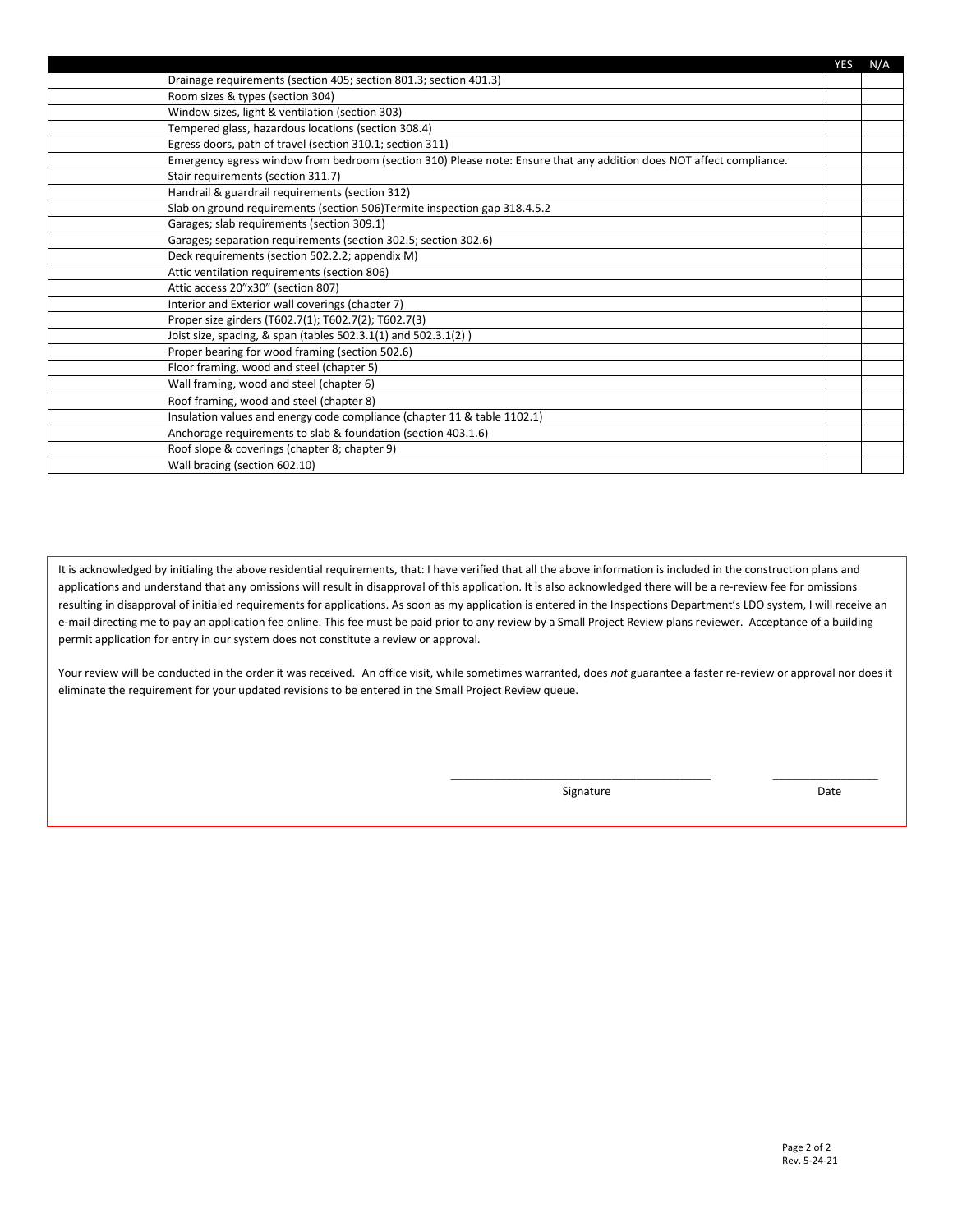| | YES | N/A |
|---|---|---|
| Drainage requirements (section 405; section 801.3; section 401.3) | | |
| Room sizes & types (section 304) | | |
| Window sizes, light & ventilation (section 303) | | |
| Tempered glass, hazardous locations (section 308.4) | | |
| Egress doors, path of travel (section 310.1; section 311) | | |
| Emergency egress window from bedroom (section 310) Please note: Ensure that any addition does NOT affect compliance. | | |
| Stair requirements (section 311.7) | | |
| Handrail & guardrail requirements (section 312) | | |
| Slab on ground requirements (section 506)Termite inspection gap 318.4.5.2 | | |
| Garages; slab requirements (section 309.1) | | |
| Garages; separation requirements (section 302.5; section 302.6) | | |
| Deck requirements (section 502.2.2; appendix M) | | |
| Attic ventilation requirements (section 806) | | |
| Attic access 20"x30" (section 807) | | |
| Interior and Exterior wall coverings (chapter 7) | | |
| Proper size girders (T602.7(1); T602.7(2); T602.7(3) | | |
| Joist size, spacing, & span (tables 502.3.1(1) and 502.3.1(2) ) | | |
| Proper bearing for wood framing (section 502.6) | | |
| Floor framing, wood and steel (chapter 5) | | |
| Wall framing, wood and steel (chapter 6) | | |
| Roof framing, wood and steel (chapter 8) | | |
| Insulation values and energy code compliance (chapter 11 & table 1102.1) | | |
| Anchorage requirements to slab & foundation (section 403.1.6) | | |
| Roof slope & coverings (chapter 8; chapter 9) | | |
| Wall bracing (section 602.10) | | |

It is acknowledged by initialing the above residential requirements, that: I have verified that all the above information is included in the construction plans and applications and understand that any omissions will result in disapproval of this application. It is also acknowledged there will be a re-review fee for omissions resulting in disapproval of initialed requirements for applications. As soon as my application is entered in the Inspections Department's LDO system, I will receive an e-mail directing me to pay an application fee online. This fee must be paid prior to any review by a Small Project Review plans reviewer. Acceptance of a building permit application for entry in our system does not constitute a review or approval.

Your review will be conducted in the order it was received. An office visit, while sometimes warranted, does *not* guarantee a faster re-review or approval nor does it eliminate the requirement for your updated revisions to be entered in the Small Project Review queue.

\_\_\_\_\_\_\_\_\_\_\_\_\_\_\_\_\_\_\_\_\_\_\_\_\_\_\_\_\_\_\_\_\_\_\_\_\_\_\_\_\_\_ \_\_\_\_\_\_\_\_\_\_\_\_\_\_\_\_\_

Signature Date

Rev. 5-24-21